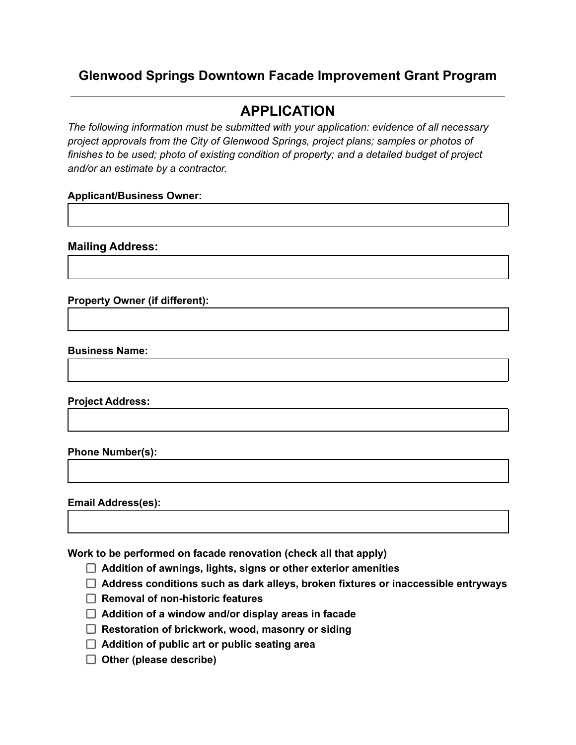## Glenwood Springs Downtown Facade Improvement Grant Program

# APPLICATION

*The following information must be submitted with your application: evidence of all necessary project approvals from the City of Glenwood Springs, project plans; samples or photos of finishes to be used; photo of existing condition of property; and a detailed budget of project and/or an estimate by a contractor.*

**Applicant/Business Owner:**

**Mailing Address:**

**Property Owner (if different):**

**Business Name:**

**Project Address:**

**Phone Number(s):**

**Email Address(es):**

**Work to be performed on facade renovation (check all that apply)**

- ☐ **Addition of awnings, lights, signs or other exterior amenities**
- ☐ **Address conditions such as dark alleys, broken fixtures or inaccessible entryways**
- ☐ **Removal of non-historic features**
- ☐ **Addition of a window and/or display areas in facade**
- ☐ **Restoration of brickwork, wood, masonry or siding**
- ☐ **Addition of public art or public seating area**
- ☐ **Other (please describe)**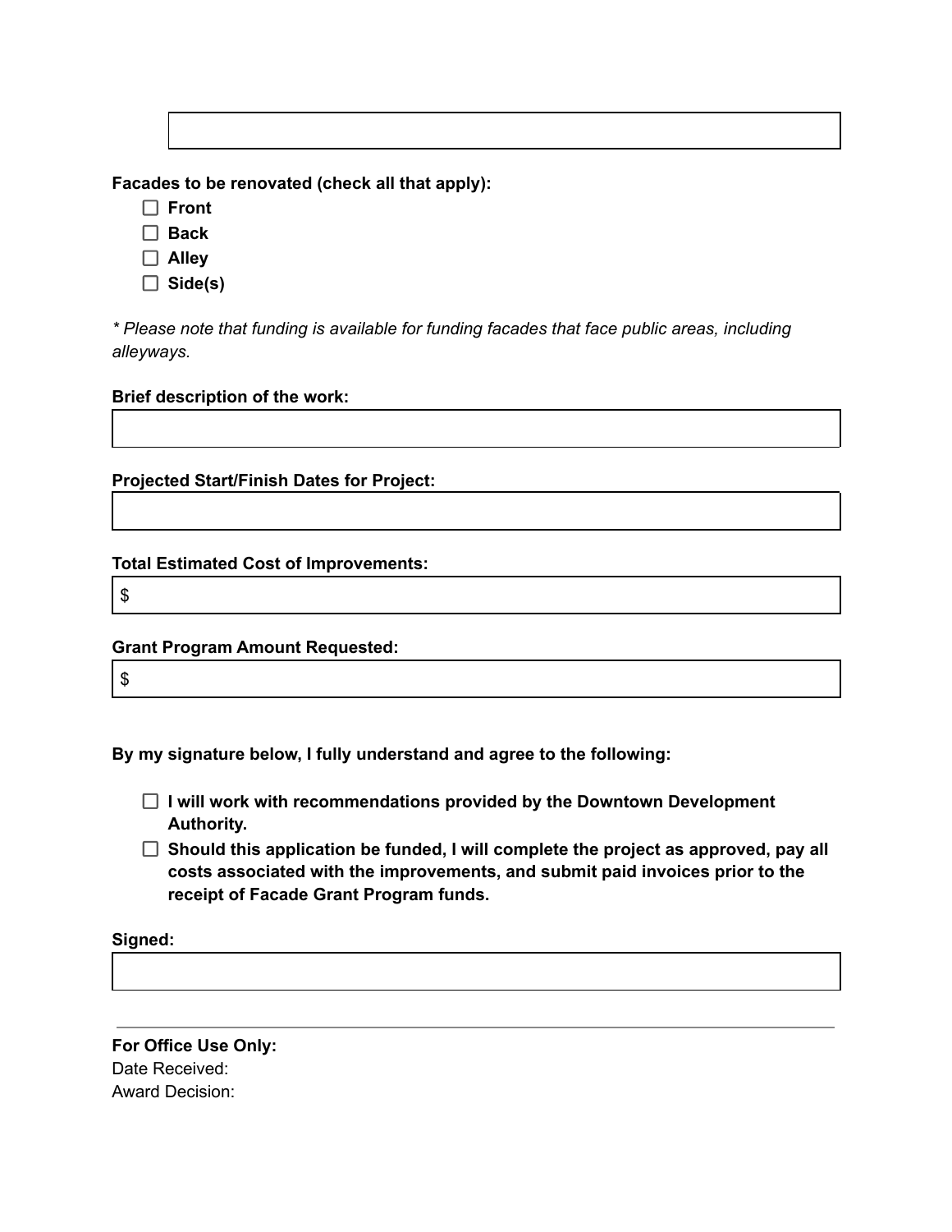**Facades to be renovated (check all that apply):**

- ☐ **Front**
- ☐ **Back**
- ☐ **Alley**
- ☐ **Side(s)**

*\* Please note that funding is available for funding facades that face public areas, including alleyways.*

**Brief description of the work:**

**Projected Start/Finish Dates for Project:**

**Total Estimated Cost of Improvements:**

$

**Grant Program Amount Requested:**

$

**By my signature below, I fully understand and agree to the following:**

- ☐ **I will work with recommendations provided by the Downtown Development Authority.**
- ☐ **Should this application be funded, I will complete the project as approved, pay all costs associated with the improvements, and submit paid invoices prior to the receipt of Facade Grant Program funds.**

**Signed:**

---

**For Office Use Only:**
Date Received:
Award Decision: